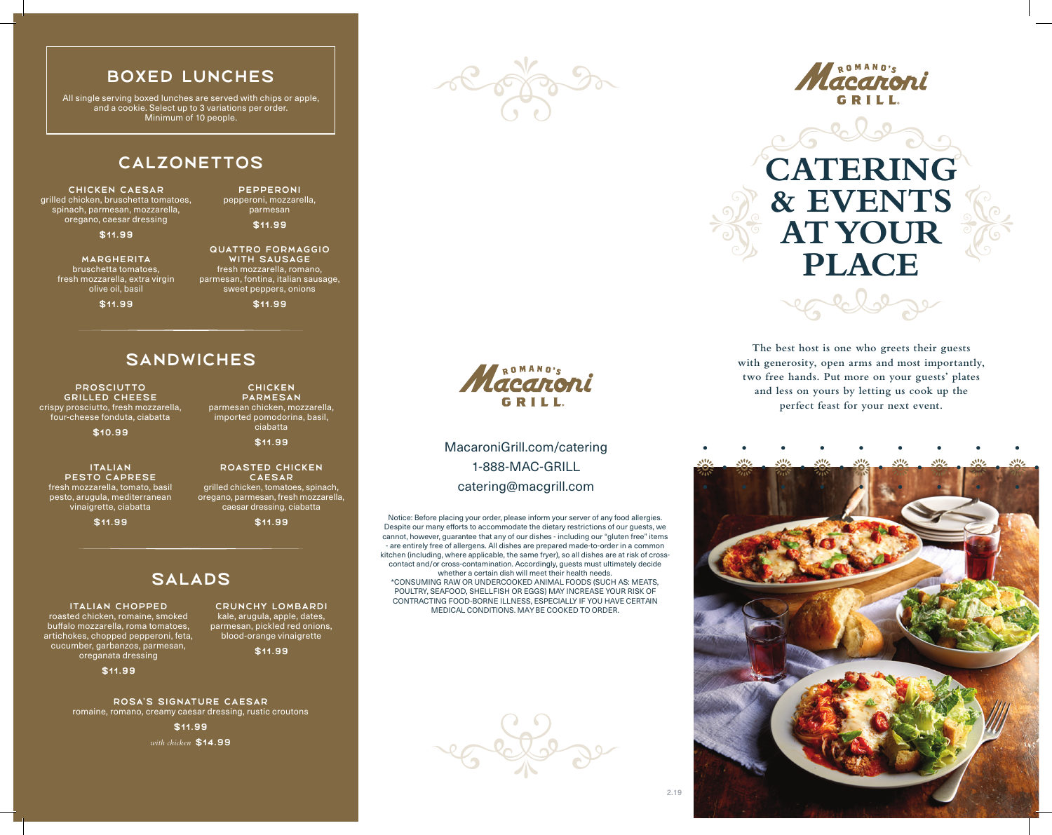## BOXED LUNCHES

All single serving boxed lunches are served with chips or apple, and a cookie. Select up to 3 variations per order. Minimum of 10 people.

## CALZONETTOS

**CHICKEN CAESAR**
grilled chicken, bruschetta tomatoes, spinach, parmesan, mozzarella, oregano, caesar dressing
**$11.99**

**PEPPERONI**
pepperoni, mozzarella, parmesan
**$11.99**

**MARGHERITA**
bruschetta tomatoes, fresh mozzarella, extra virgin olive oil, basil
**$11.99**

**QUATTRO FORMAGGIO WITH SAUSAGE**
fresh mozzarella, romano, parmesan, fontina, italian sausage, sweet peppers, onions
**$11.99**

## SANDWICHES

**PROSCIUTTO GRILLED CHEESE**
crispy prosciutto, fresh mozzarella, four-cheese fonduta, ciabatta
**$10.99**

**CHICKEN PARMESAN**
parmesan chicken, mozzarella, imported pomodorina, basil, ciabatta
**$11.99**

**ITALIAN PESTO CAPRESE**
fresh mozzarella, tomato, basil pesto, arugula, mediterranean vinaigrette, ciabatta
**$11.99**

**ROASTED CHICKEN CAESAR**
grilled chicken, tomatoes, spinach, oregano, parmesan, fresh mozzarella, caesar dressing, ciabatta
**$11.99**

## SALADS

**ITALIAN CHOPPED**
roasted chicken, romaine, smoked buffalo mozzarella, roma tomatoes, artichokes, chopped pepperoni, feta, cucumber, garbanzos, parmesan, oreganata dressing
**$11.99**

**CRUNCHY LOMBARDI**
kale, arugula, apple, dates, parmesan, pickled red onions, blood-orange vinaigrette
**$11.99**

**ROSA'S SIGNATURE CAESAR**
romaine, romano, creamy caesar dressing, rustic croutons
**$11.99**
*with chicken* **$14.99**

ROMANO'S Macaroni GRILL

MacaroniGrill.com/catering
1-888-MAC-GRILL
catering@macgrill.com

Notice: Before placing your order, please inform your server of any food allergies. Despite our many efforts to accommodate the dietary restrictions of our guests, we cannot, however, guarantee that any of our dishes - including our "gluten free" items - are entirely free of allergens. All dishes are prepared made-to-order in a common kitchen (including, where applicable, the same fryer), so all dishes are at risk of cross-contact and/or cross-contamination. Accordingly, guests must ultimately decide whether a certain dish will meet their health needs.
*CONSUMING RAW OR UNDERCOOKED ANIMAL FOODS (SUCH AS: MEATS, POULTRY, SEAFOOD, SHELLFISH OR EGGS) MAY INCREASE YOUR RISK OF CONTRACTING FOOD-BORNE ILLNESS, ESPECIALLY IF YOU HAVE CERTAIN MEDICAL CONDITIONS. MAY BE COOKED TO ORDER.

2.19

ROMANO'S Macaroni GRILL

# CATERING & EVENTS AT YOUR PLACE

The best host is one who greets their guests with generosity, open arms and most importantly, two free hands. Put more on your guests' plates and less on yours by letting us cook up the perfect feast for your next event.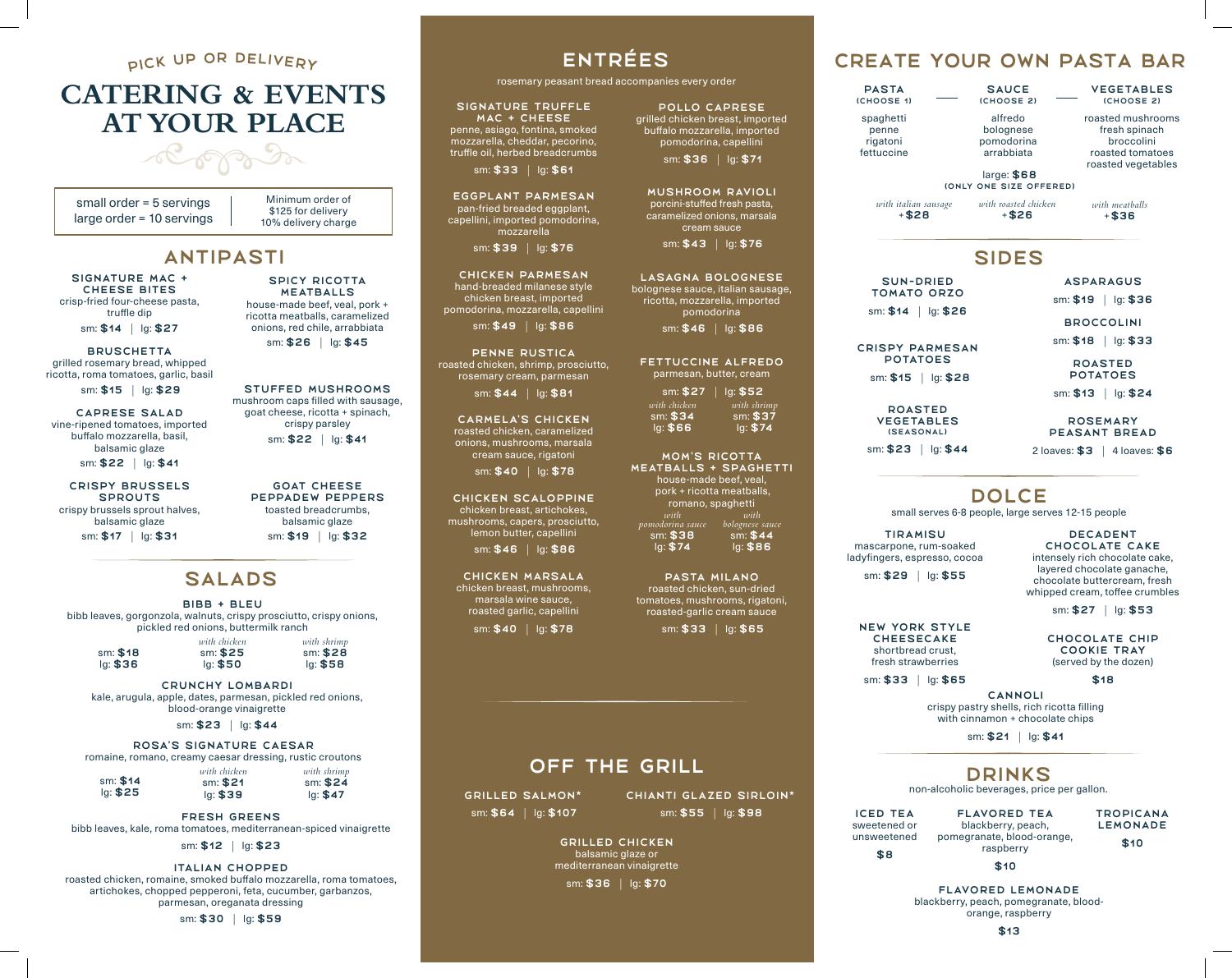PICK UP OR DELIVERY

# CATERING & EVENTS AT YOUR PLACE

small order = 5 servings
large order = 10 servings

Minimum order of $125 for delivery
10% delivery charge

## ANTIPASTI

### SIGNATURE MAC + CHEESE BITES
crisp-fried four-cheese pasta, truffle dip
sm: **$14** | lg: **$27**

### BRUSCHETTA
grilled rosemary bread, whipped ricotta, roma tomatoes, garlic, basil
sm: **$15** | lg: **$29**

### CAPRESE SALAD
vine-ripened tomatoes, imported buffalo mozzarella, basil, balsamic glaze
sm: **$22** | lg: **$41**

### CRISPY BRUSSELS SPROUTS
crispy brussels sprout halves, balsamic glaze
sm: **$17** | lg: **$31**

### SPICY RICOTTA MEATBALLS
house-made beef, veal, pork + ricotta meatballs, caramelized onions, red chile, arrabbiata
sm: **$26** | lg: **$45**

### STUFFED MUSHROOMS
mushroom caps filled with sausage, goat cheese, ricotta + spinach, crispy parsley
sm: **$22** | lg: **$41**

### GOAT CHEESE PEPPADEW PEPPERS
toasted breadcrumbs, balsamic glaze
sm: **$19** | lg: **$32**

## SALADS

### BIBB + BLEU
bibb leaves, gorgonzola, walnuts, crispy prosciutto, crispy onions, pickled red onions, buttermilk ranch

| | *with chicken* | *with shrimp* |
|---|---|---|
| sm: **$18** | sm: **$25** | sm: **$28** |
| lg: **$36** | lg: **$50** | lg: **$58** |

### CRUNCHY LOMBARDI
kale, arugula, apple, dates, parmesan, pickled red onions, blood-orange vinaigrette
sm: **$23** | lg: **$44**

### ROSA'S SIGNATURE CAESAR
romaine, romano, creamy caesar dressing, rustic croutons

| | *with chicken* | *with shrimp* |
|---|---|---|
| sm: **$14** | sm: **$21** | sm: **$24** |
| lg: **$25** | lg: **$39** | lg: **$47** |

### FRESH GREENS
bibb leaves, kale, roma tomatoes, mediterranean-spiced vinaigrette
sm: **$12** | lg: **$23**

### ITALIAN CHOPPED
roasted chicken, romaine, smoked buffalo mozzarella, roma tomatoes, artichokes, chopped pepperoni, feta, cucumber, garbanzos, parmesan, oreganata dressing
sm: **$30** | lg: **$59**

## ENTRÉES

rosemary peasant bread accompanies every order

### SIGNATURE TRUFFLE MAC + CHEESE
penne, asiago, fontina, smoked mozzarella, cheddar, pecorino, truffle oil, herbed breadcrumbs
sm: **$33** | lg: **$61**

### EGGPLANT PARMESAN
pan-fried breaded eggplant, capellini, imported pomodorina, mozzarella
sm: **$39** | lg: **$76**

### CHICKEN PARMESAN
hand-breaded milanese style chicken breast, imported pomodorina, mozzarella, capellini
sm: **$49** | lg: **$86**

### PENNE RUSTICA
roasted chicken, shrimp, prosciutto, rosemary cream, parmesan
sm: **$44** | lg: **$81**

### CARMELA'S CHICKEN
roasted chicken, caramelized onions, mushrooms, marsala cream sauce, rigatoni
sm: **$40** | lg: **$78**

### CHICKEN SCALOPPINE
chicken breast, artichokes, mushrooms, capers, prosciutto, lemon butter, capellini
sm: **$46** | lg: **$86**

### CHICKEN MARSALA
chicken breast, mushrooms, marsala wine sauce, roasted garlic, capellini
sm: **$40** | lg: **$78**

### POLLO CAPRESE
grilled chicken breast, imported buffalo mozzarella, imported pomodorina, capellini
sm: **$36** | lg: **$71**

### MUSHROOM RAVIOLI
porcini-stuffed fresh pasta, caramelized onions, marsala cream sauce
sm: **$43** | lg: **$76**

### LASAGNA BOLOGNESE
bolognese sauce, italian sausage, ricotta, mozzarella, imported pomodorina
sm: **$46** | lg: **$86**

### FETTUCCINE ALFREDO
parmesan, butter, cream
sm: **$27** | lg: **$52**

| *with chicken* | *with shrimp* |
|---|---|
| sm: **$34** | sm: **$37** |
| lg: **$66** | lg: **$74** |

### MOM'S RICOTTA MEATBALLS + SPAGHETTI
house-made beef, veal, pork + ricotta meatballs, romano, spaghetti

| *with pomodorina sauce* | *with bolognese sauce* |
|---|---|
| sm: **$38** | sm: **$44** |
| lg: **$74** | lg: **$86** |

### PASTA MILANO
roasted chicken, sun-dried tomatoes, mushrooms, rigatoni, roasted-garlic cream sauce
sm: **$33** | lg: **$65**

## OFF THE GRILL

### GRILLED SALMON*
sm: **$64** | lg: **$107**

### CHIANTI GLAZED SIRLOIN*
sm: **$55** | lg: **$98**

### GRILLED CHICKEN
balsamic glaze or mediterranean vinaigrette
sm: **$36** | lg: **$70**

## CREATE YOUR OWN PASTA BAR

| PASTA (CHOOSE 1) | SAUCE (CHOOSE 2) | VEGETABLES (CHOOSE 2) |
|---|---|---|
| spaghetti | alfredo | roasted mushrooms |
| penne | bolognese | fresh spinach |
| rigatoni | pomodorina | broccolini |
| fettuccine | arrabbiata | roasted tomatoes |
| | | roasted vegetables |

large: **$68**
(ONLY ONE SIZE OFFERED)

| *with italian sausage* | *with roasted chicken* | *with meatballs* |
|---|---|---|
| **+$28** | **+$26** | **+$36** |

## SIDES

### SUN-DRIED TOMATO ORZO
sm: **$14** | lg: **$26**

### CRISPY PARMESAN POTATOES
sm: **$15** | lg: **$28**

### ROASTED VEGETABLES (SEASONAL)
sm: **$23** | lg: **$44**

### ASPARAGUS
sm: **$19** | lg: **$36**

### BROCCOLINI
sm: **$18** | lg: **$33**

### ROASTED POTATOES
sm: **$13** | lg: **$24**

### ROSEMARY PEASANT BREAD
2 loaves: **$3** | 4 loaves: **$6**

## DOLCE

small serves 6-8 people, large serves 12-15 people

### TIRAMISU
mascarpone, rum-soaked ladyfingers, espresso, cocoa
sm: **$29** | lg: **$55**

### NEW YORK STYLE CHEESECAKE
shortbread crust, fresh strawberries
sm: **$33** | lg: **$65**

### DECADENT CHOCOLATE CAKE
intensely rich chocolate cake, layered chocolate ganache, chocolate buttercream, fresh whipped cream, toffee crumbles
sm: **$27** | lg: **$53**

### CHOCOLATE CHIP COOKIE TRAY
(served by the dozen)
**$18**

### CANNOLI
crispy pastry shells, rich ricotta filling with cinnamon + chocolate chips
sm: **$21** | lg: **$41**

## DRINKS

non-alcoholic beverages, price per gallon.

### ICED TEA
sweetened or unsweetened
**$8**

### FLAVORED TEA
blackberry, peach, pomegranate, blood-orange, raspberry
**$10**

### TROPICANA LEMONADE
**$10**

### FLAVORED LEMONADE
blackberry, peach, pomegranate, blood-orange, raspberry
**$13**